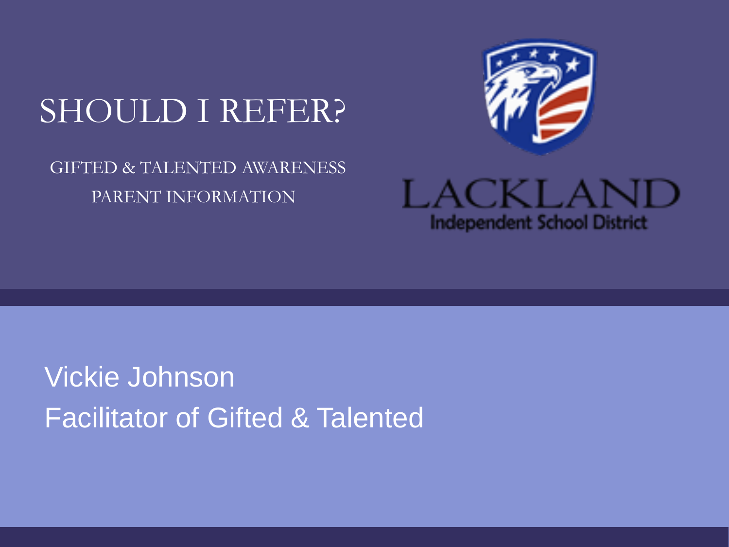# SHOULD I REFER?

GIFTED & TALENTED AWARENESS
PARENT INFORMATION

LACKLAND
Independent School District

Vickie Johnson
Facilitator of Gifted & Talented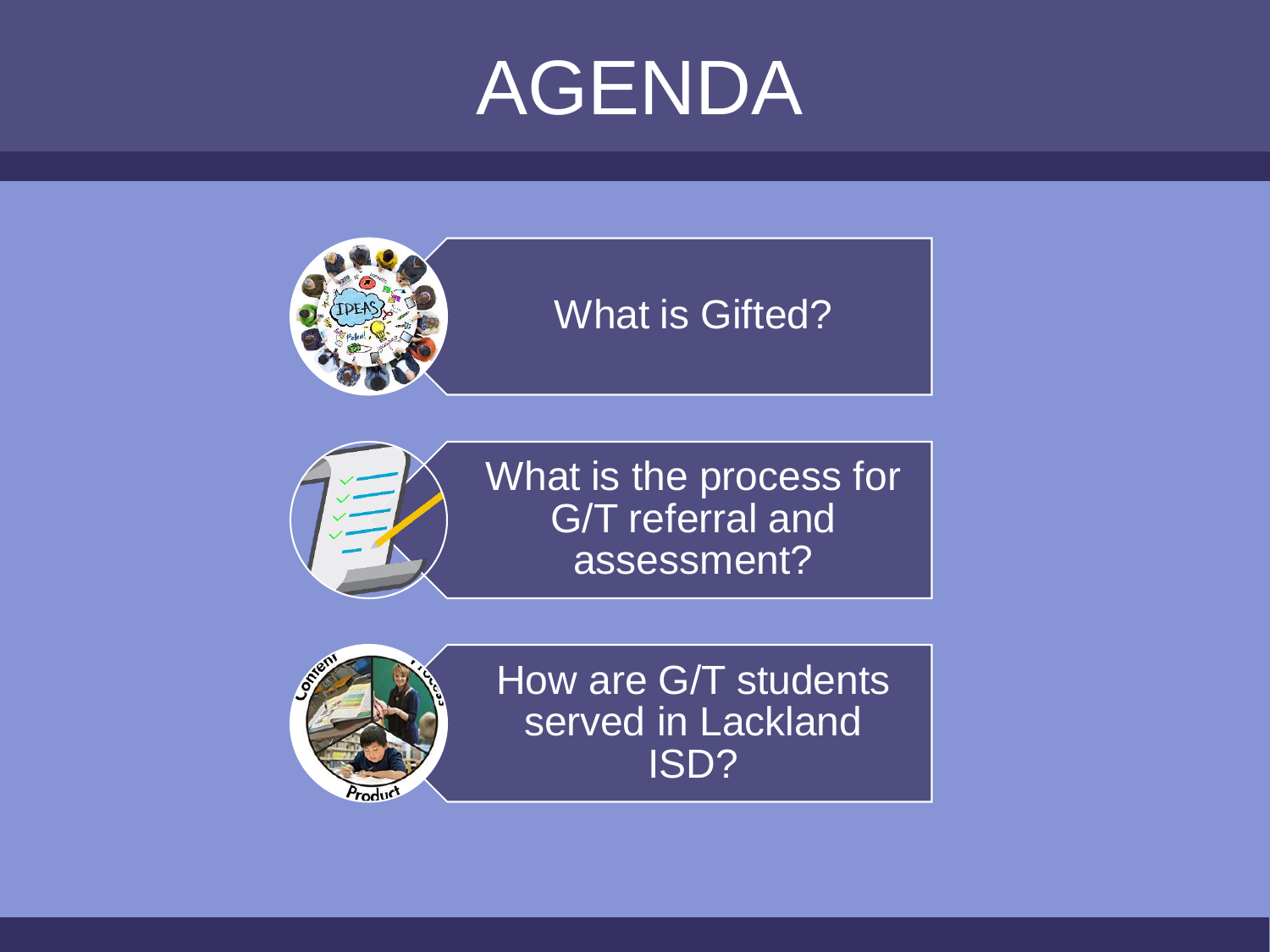# AGENDA

- What is Gifted?
- What is the process for G/T referral and assessment?
- How are G/T students served in Lackland ISD?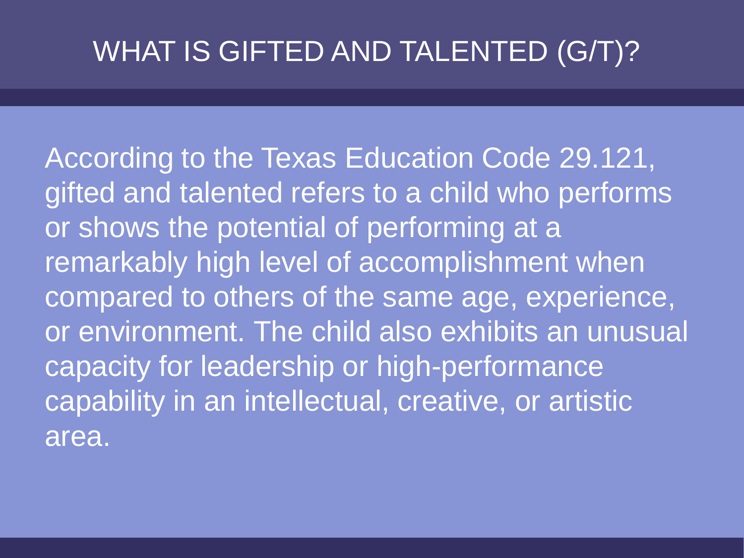# WHAT IS GIFTED AND TALENTED (G/T)?

According to the Texas Education Code 29.121, gifted and talented refers to a child who performs or shows the potential of performing at a remarkably high level of accomplishment when compared to others of the same age, experience, or environment. The child also exhibits an unusual capacity for leadership or high-performance capability in an intellectual, creative, or artistic area.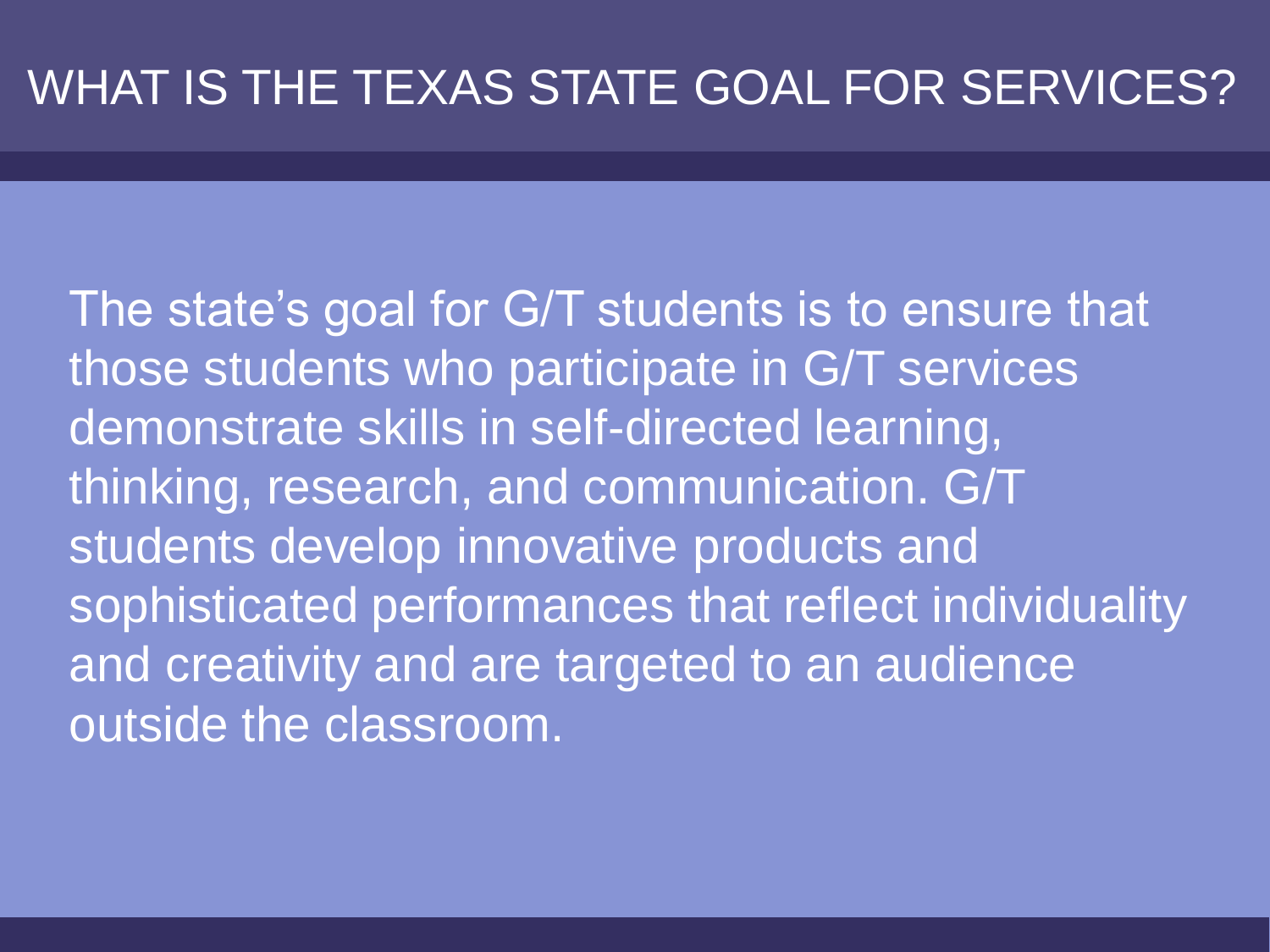# WHAT IS THE TEXAS STATE GOAL FOR SERVICES?

The state's goal for G/T students is to ensure that those students who participate in G/T services demonstrate skills in self-directed learning, thinking, research, and communication. G/T students develop innovative products and sophisticated performances that reflect individuality and creativity and are targeted to an audience outside the classroom.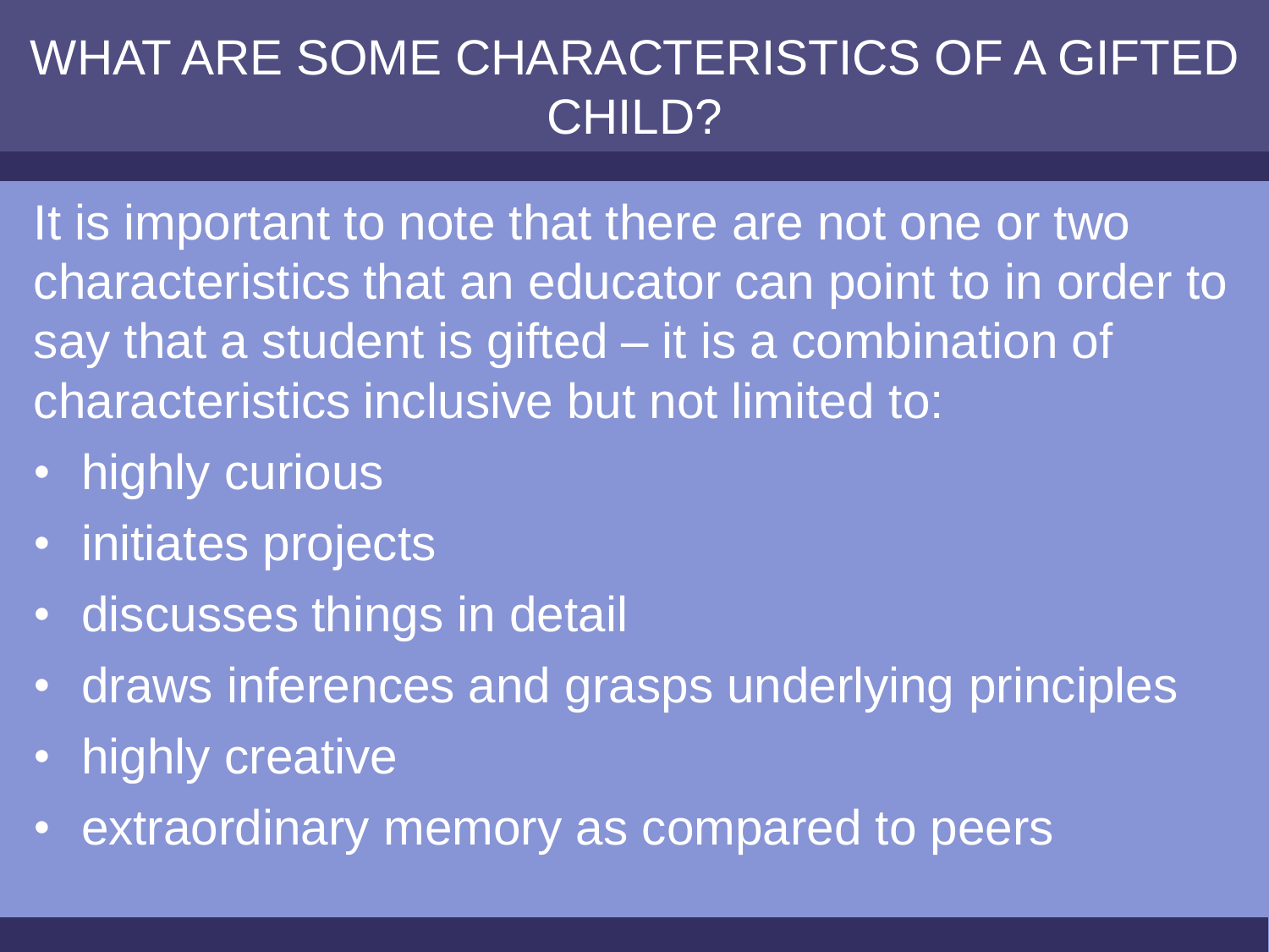# WHAT ARE SOME CHARACTERISTICS OF A GIFTED CHILD?

It is important to note that there are not one or two characteristics that an educator can point to in order to say that a student is gifted – it is a combination of characteristics inclusive but not limited to:

- highly curious
- initiates projects
- discusses things in detail
- draws inferences and grasps underlying principles
- highly creative
- extraordinary memory as compared to peers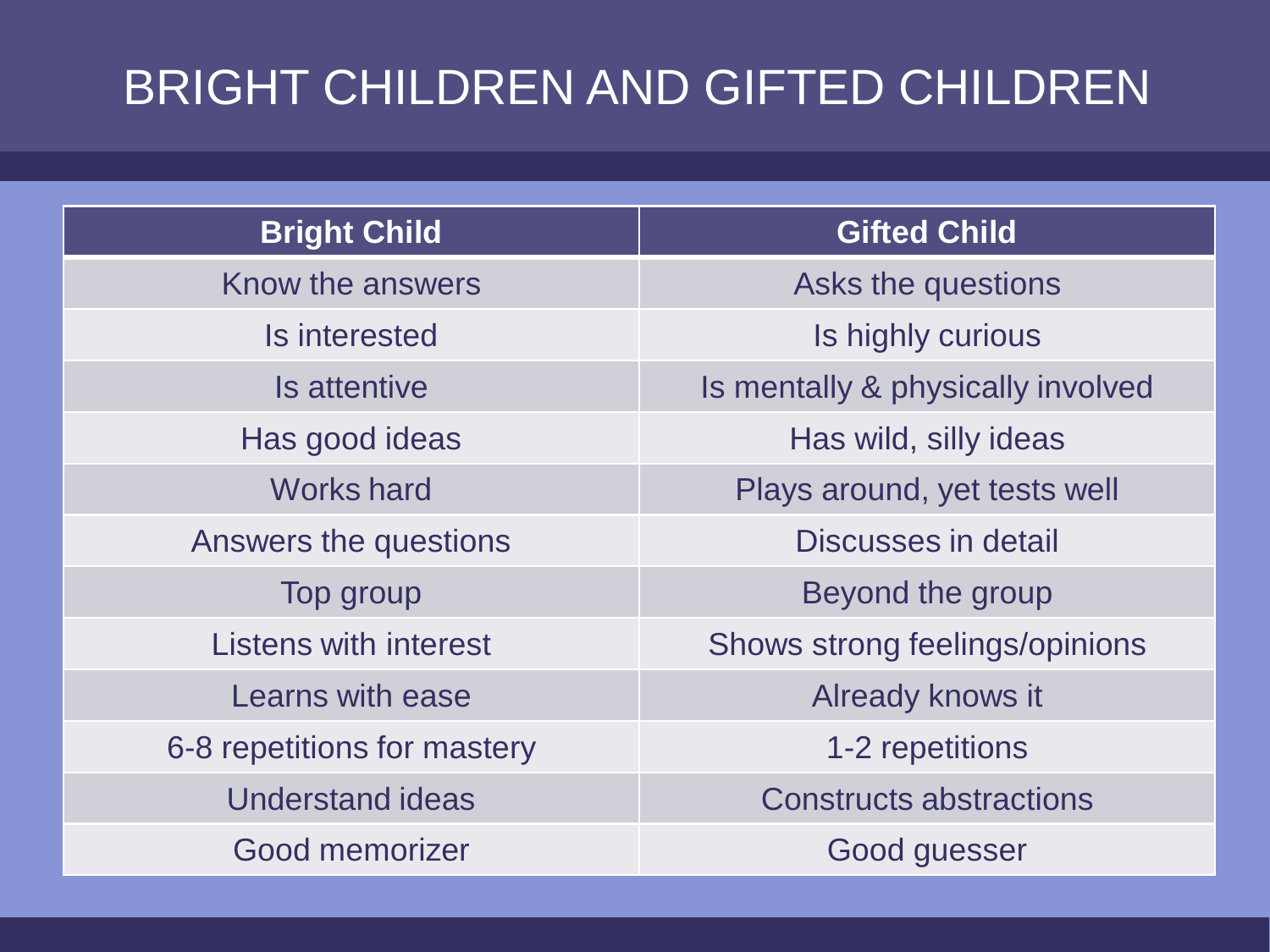# BRIGHT CHILDREN AND GIFTED CHILDREN

| Bright Child | Gifted Child |
| --- | --- |
| Know the answers | Asks the questions |
| Is interested | Is highly curious |
| Is attentive | Is mentally & physically involved |
| Has good ideas | Has wild, silly ideas |
| Works hard | Plays around, yet tests well |
| Answers the questions | Discusses in detail |
| Top group | Beyond the group |
| Listens with interest | Shows strong feelings/opinions |
| Learns with ease | Already knows it |
| 6-8 repetitions for mastery | 1-2 repetitions |
| Understand ideas | Constructs abstractions |
| Good memorizer | Good guesser |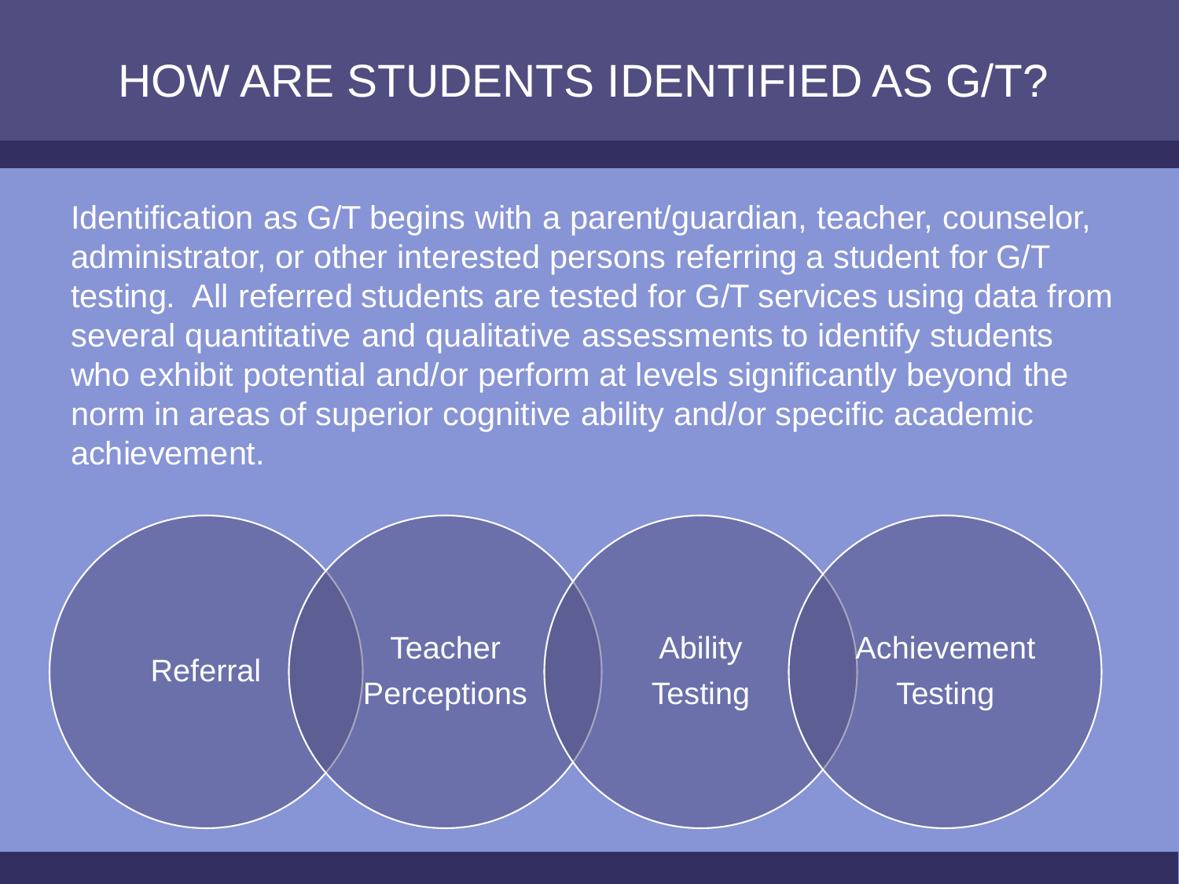# HOW ARE STUDENTS IDENTIFIED AS G/T?

Identification as G/T begins with a parent/guardian, teacher, counselor, administrator, or other interested persons referring a student for G/T testing. All referred students are tested for G/T services using data from several quantitative and qualitative assessments to identify students who exhibit potential and/or perform at levels significantly beyond the norm in areas of superior cognitive ability and/or specific academic achievement.

- Referral
- Teacher Perceptions
- Ability Testing
- Achievement Testing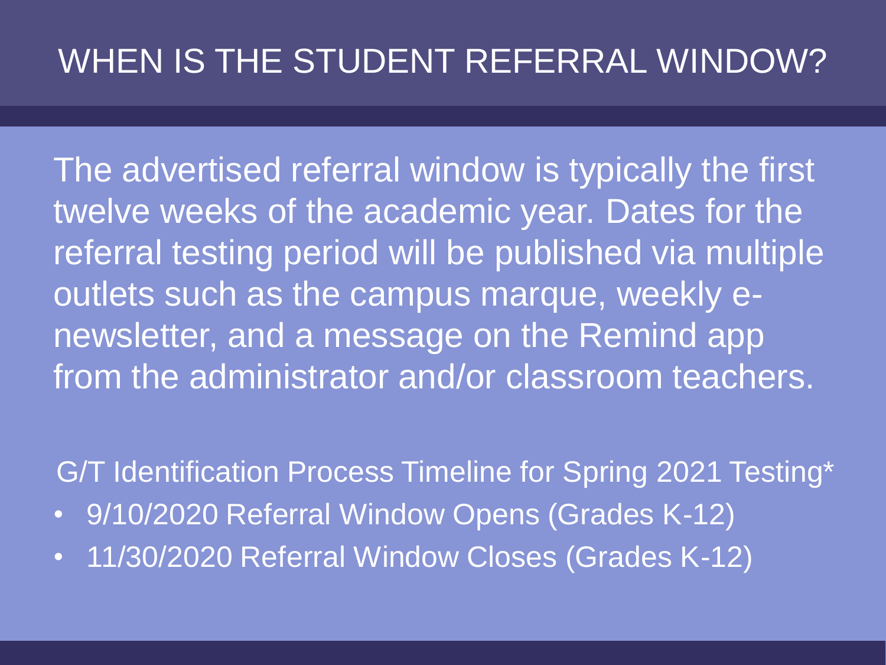# WHEN IS THE STUDENT REFERRAL WINDOW?

The advertised referral window is typically the first twelve weeks of the academic year. Dates for the referral testing period will be published via multiple outlets such as the campus marque, weekly e-newsletter, and a message on the Remind app from the administrator and/or classroom teachers.

G/T Identification Process Timeline for Spring 2021 Testing*

- 9/10/2020 Referral Window Opens (Grades K-12)
- 11/30/2020 Referral Window Closes (Grades K-12)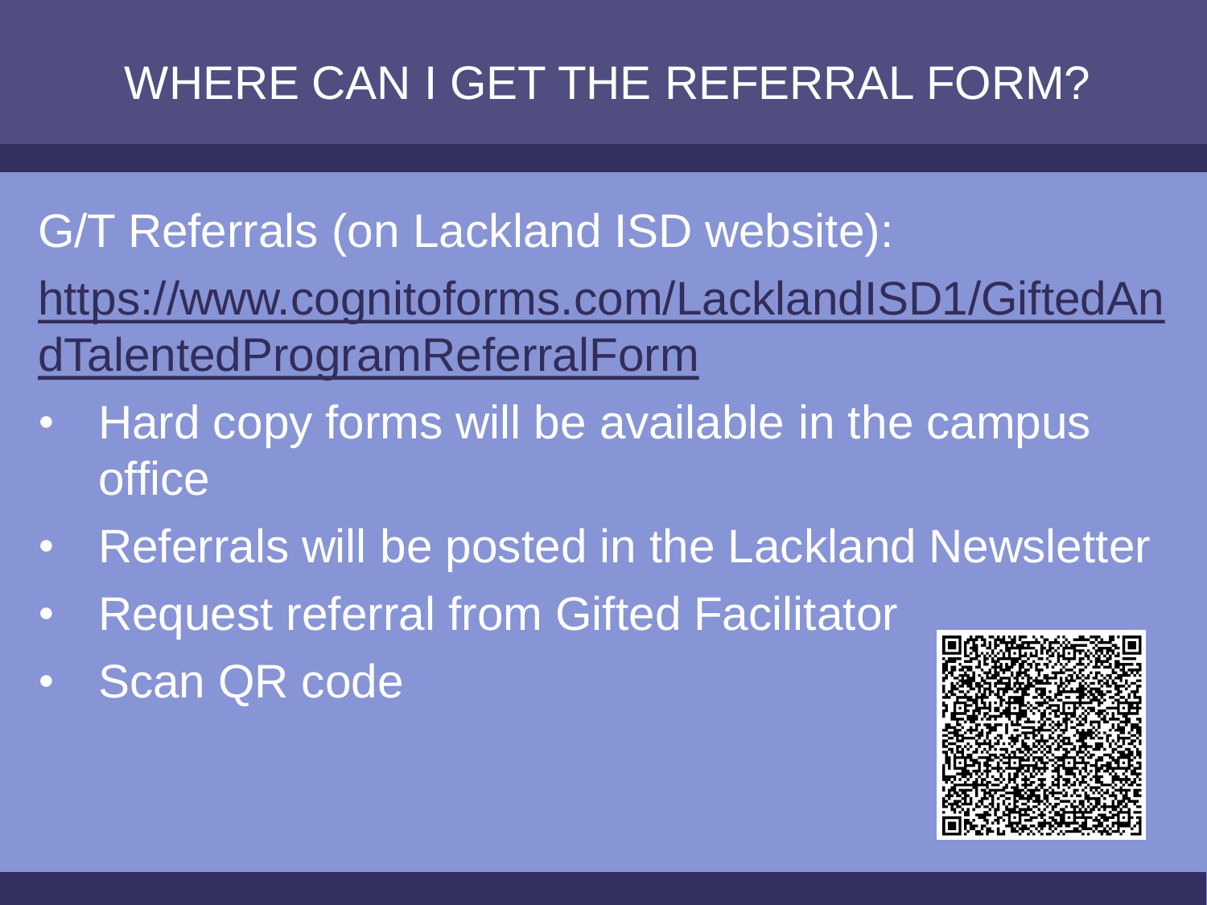# WHERE CAN I GET THE REFERRAL FORM?

G/T Referrals (on Lackland ISD website):

https://www.cognitoforms.com/LacklandISD1/GiftedAndTalentedProgramReferralForm

- Hard copy forms will be available in the campus office
- Referrals will be posted in the Lackland Newsletter
- Request referral from Gifted Facilitator
- Scan QR code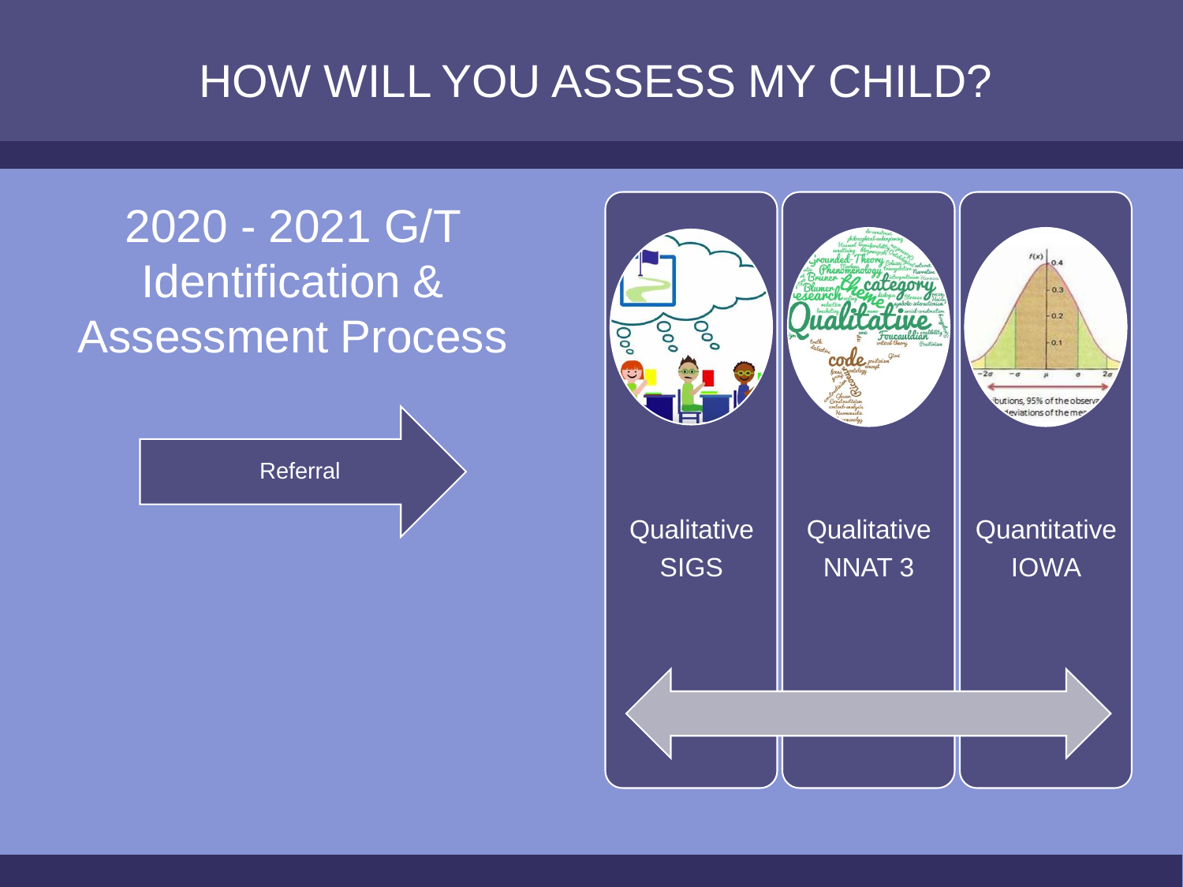# HOW WILL YOU ASSESS MY CHILD?

## 2020 - 2021 G/T Identification & Assessment Process

Referral

Qualitative
SIGS

Qualitative
NNAT 3

Quantitative
IOWA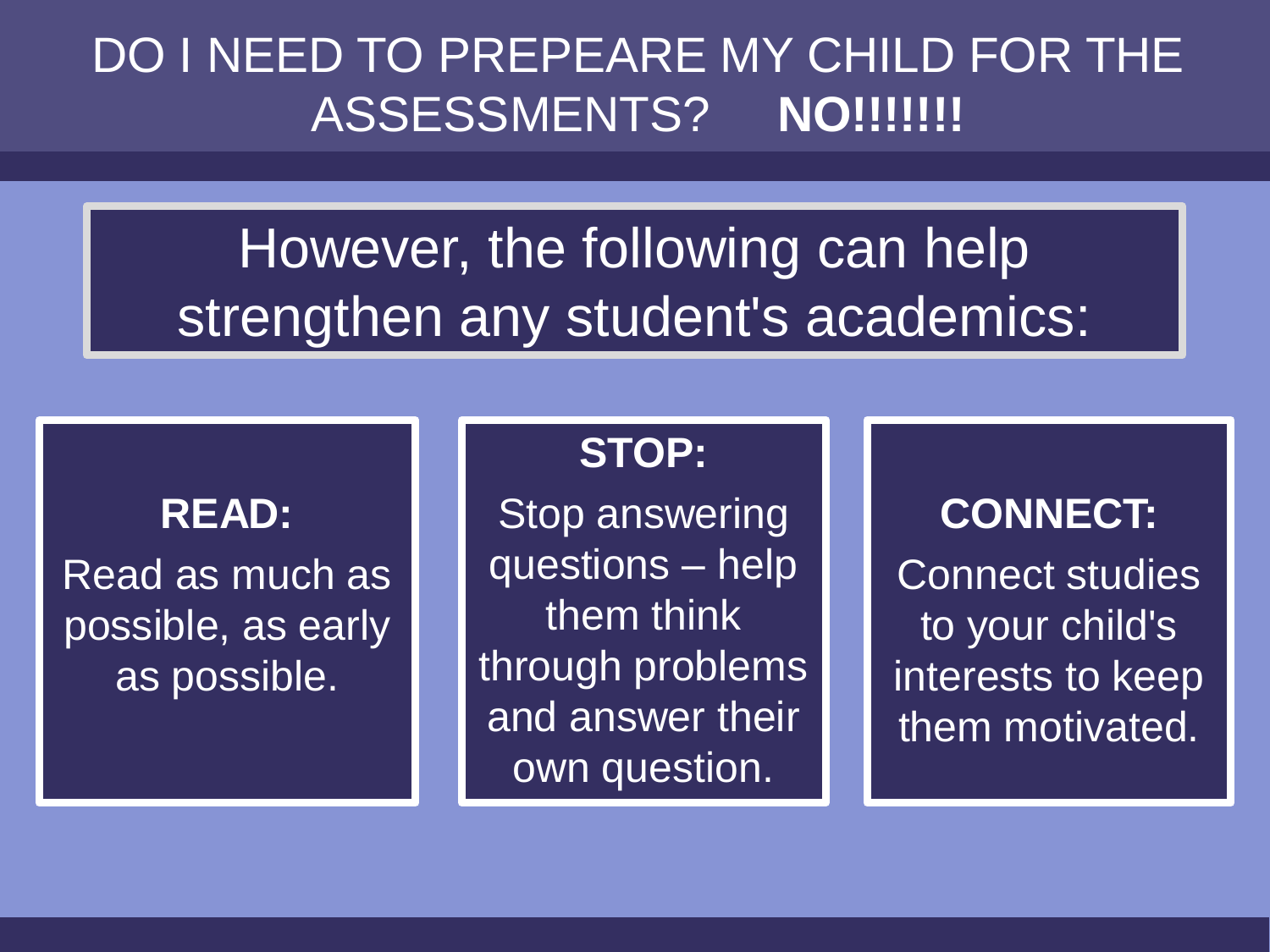# DO I NEED TO PREPEARE MY CHILD FOR THE ASSESSMENTS? **NO!!!!!!!**

## However, the following can help strengthen any student's academics:

**READ:**

Read as much as possible, as early as possible.

**STOP:**

Stop answering questions – help them think through problems and answer their own question.

**CONNECT:**

Connect studies to your child's interests to keep them motivated.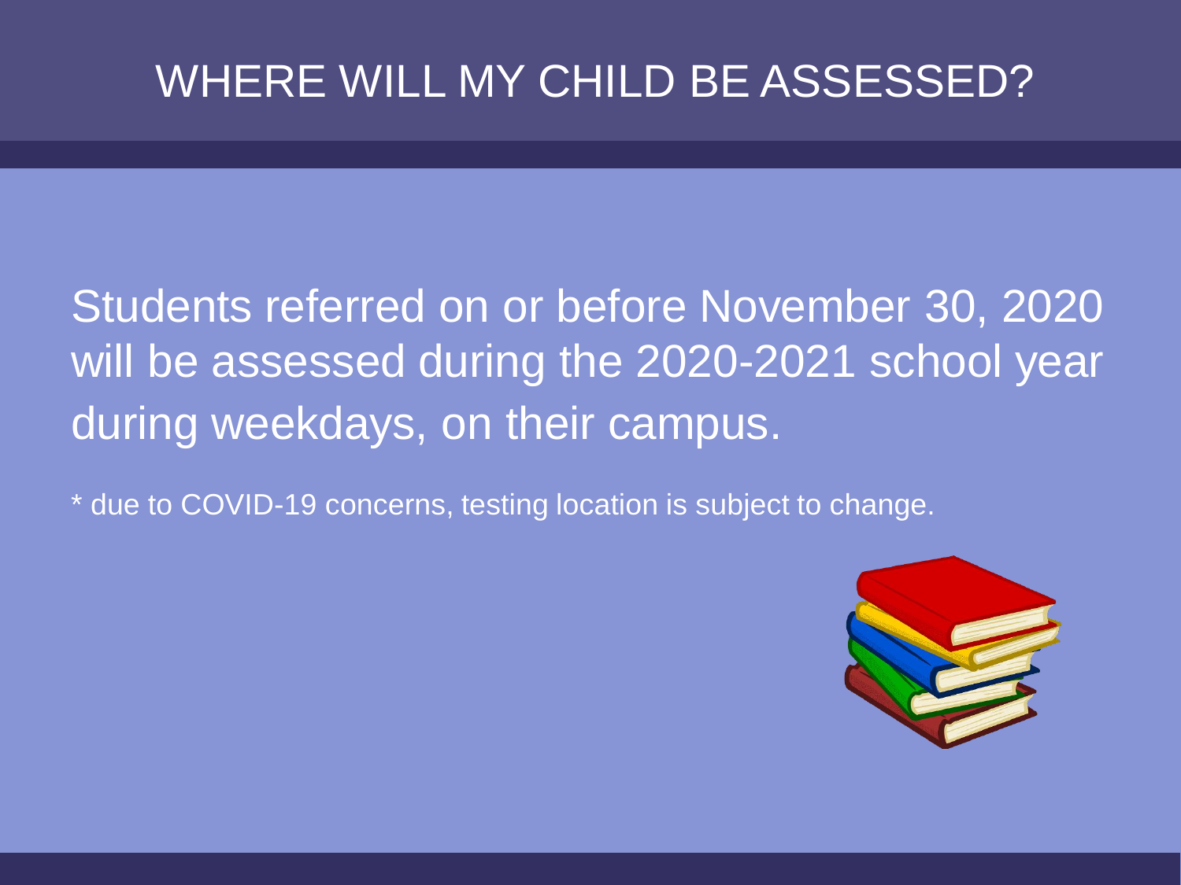# WHERE WILL MY CHILD BE ASSESSED?

Students referred on or before November 30, 2020 will be assessed during the 2020-2021 school year during weekdays, on their campus.

* due to COVID-19 concerns, testing location is subject to change.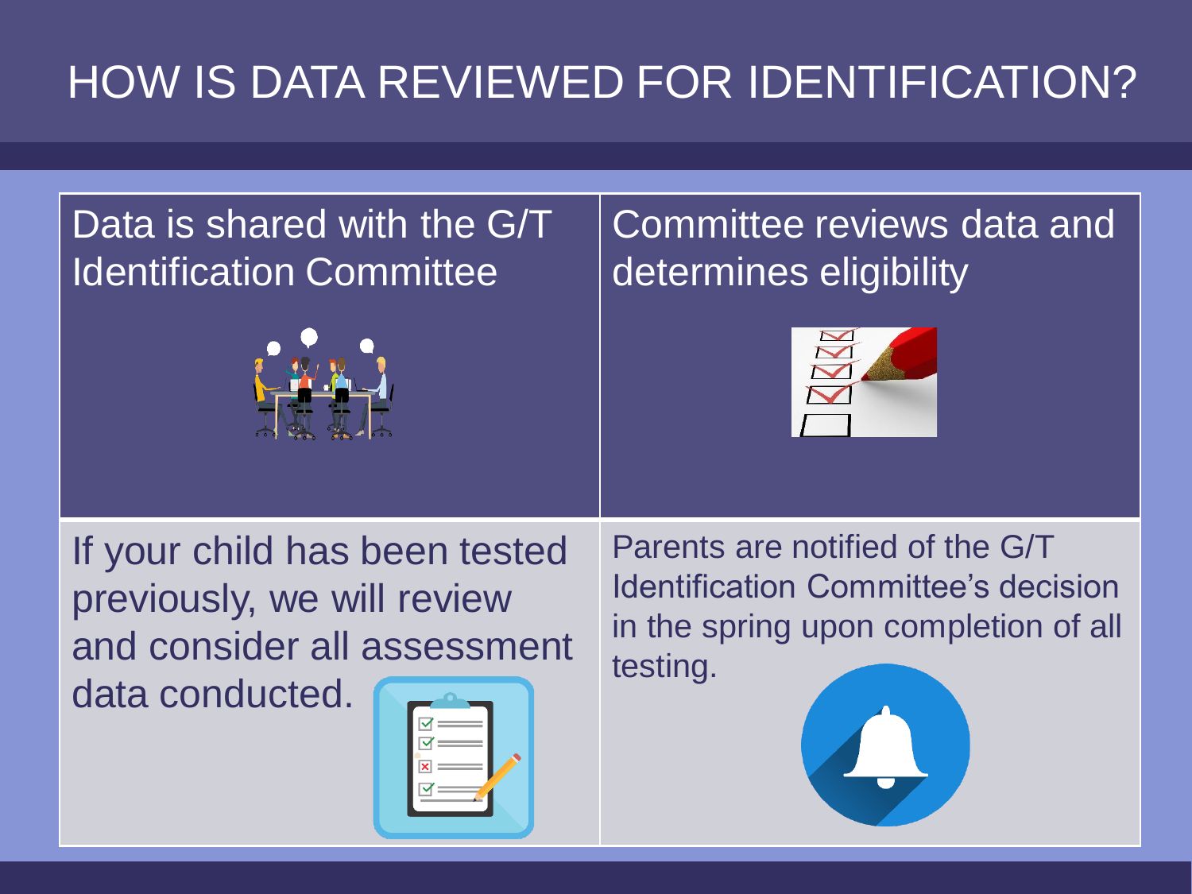# HOW IS DATA REVIEWED FOR IDENTIFICATION?

Data is shared with the G/T Identification Committee

Committee reviews data and determines eligibility

If your child has been tested previously, we will review and consider all assessment data conducted.

Parents are notified of the G/T Identification Committee's decision in the spring upon completion of all testing.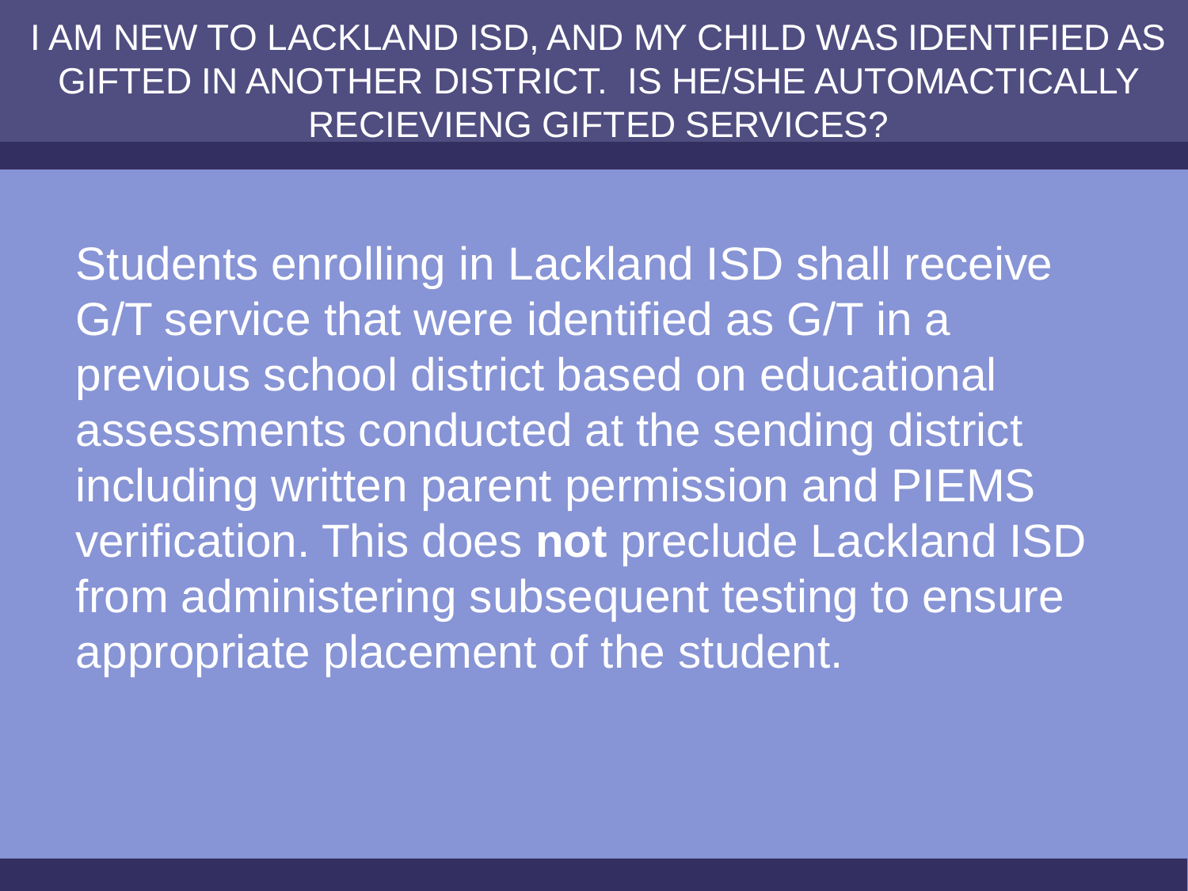# I AM NEW TO LACKLAND ISD, AND MY CHILD WAS IDENTIFIED AS GIFTED IN ANOTHER DISTRICT. IS HE/SHE AUTOMACTICALLY RECIEVIENG GIFTED SERVICES?

Students enrolling in Lackland ISD shall receive G/T service that were identified as G/T in a previous school district based on educational assessments conducted at the sending district including written parent permission and PIEMS verification. This does **not** preclude Lackland ISD from administering subsequent testing to ensure appropriate placement of the student.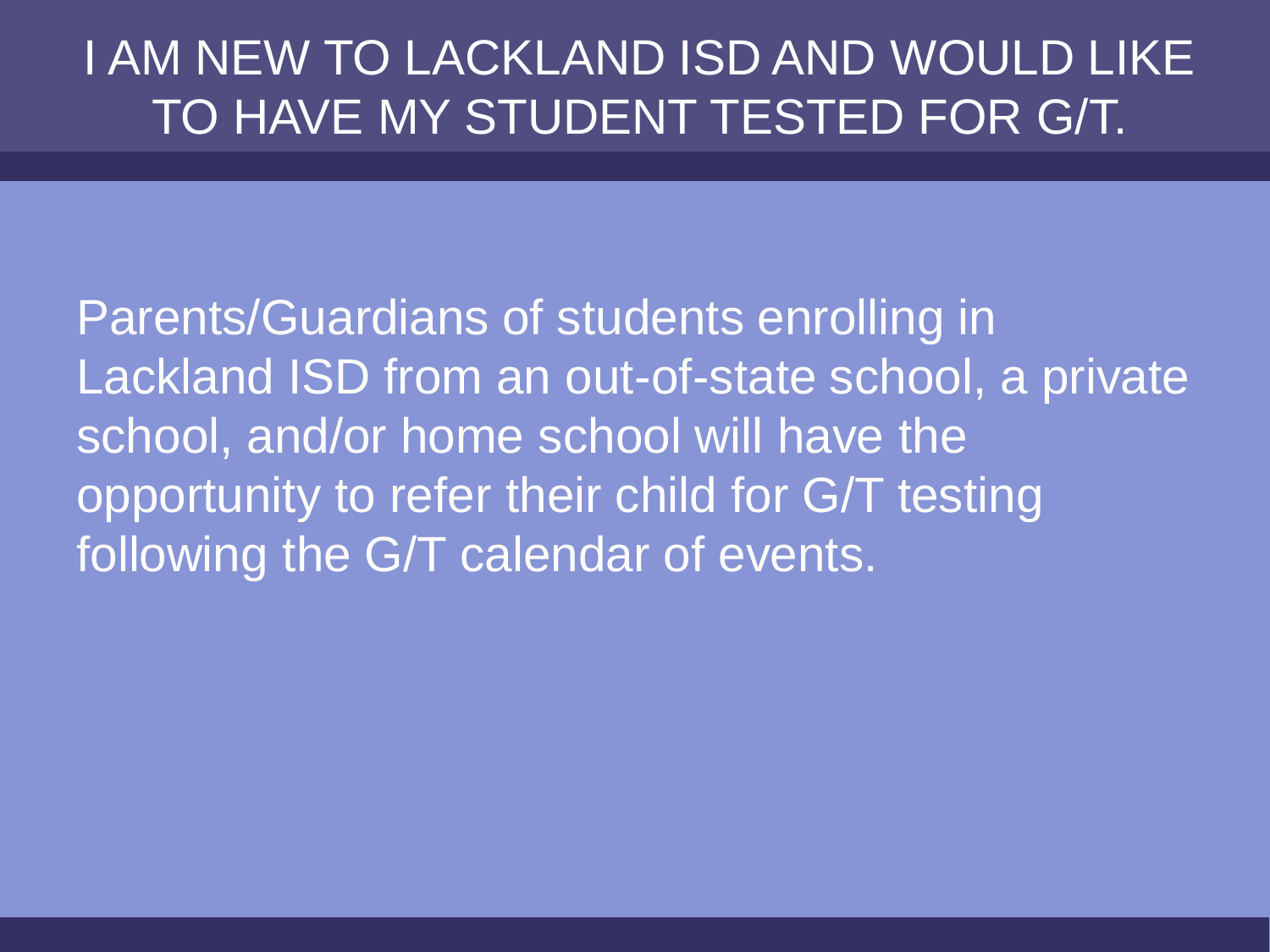# I AM NEW TO LACKLAND ISD AND WOULD LIKE TO HAVE MY STUDENT TESTED FOR G/T.

Parents/Guardians of students enrolling in Lackland ISD from an out-of-state school, a private school, and/or home school will have the opportunity to refer their child for G/T testing following the G/T calendar of events.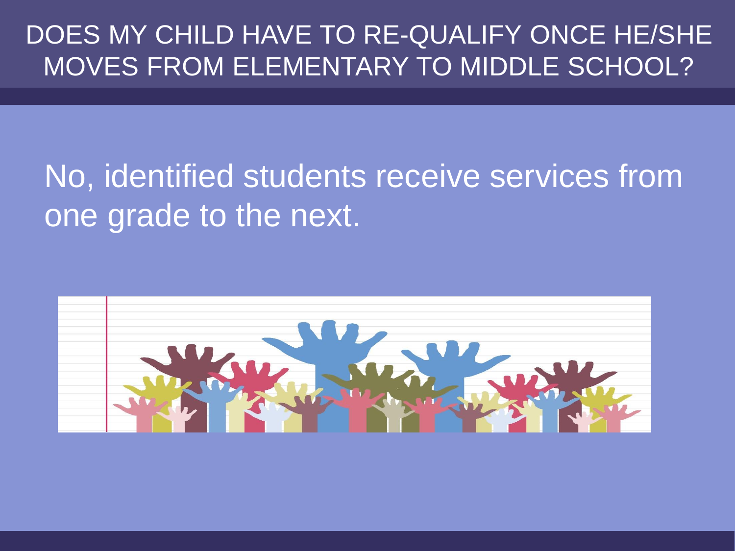# DOES MY CHILD HAVE TO RE-QUALIFY ONCE HE/SHE MOVES FROM ELEMENTARY TO MIDDLE SCHOOL?

No, identified students receive services from one grade to the next.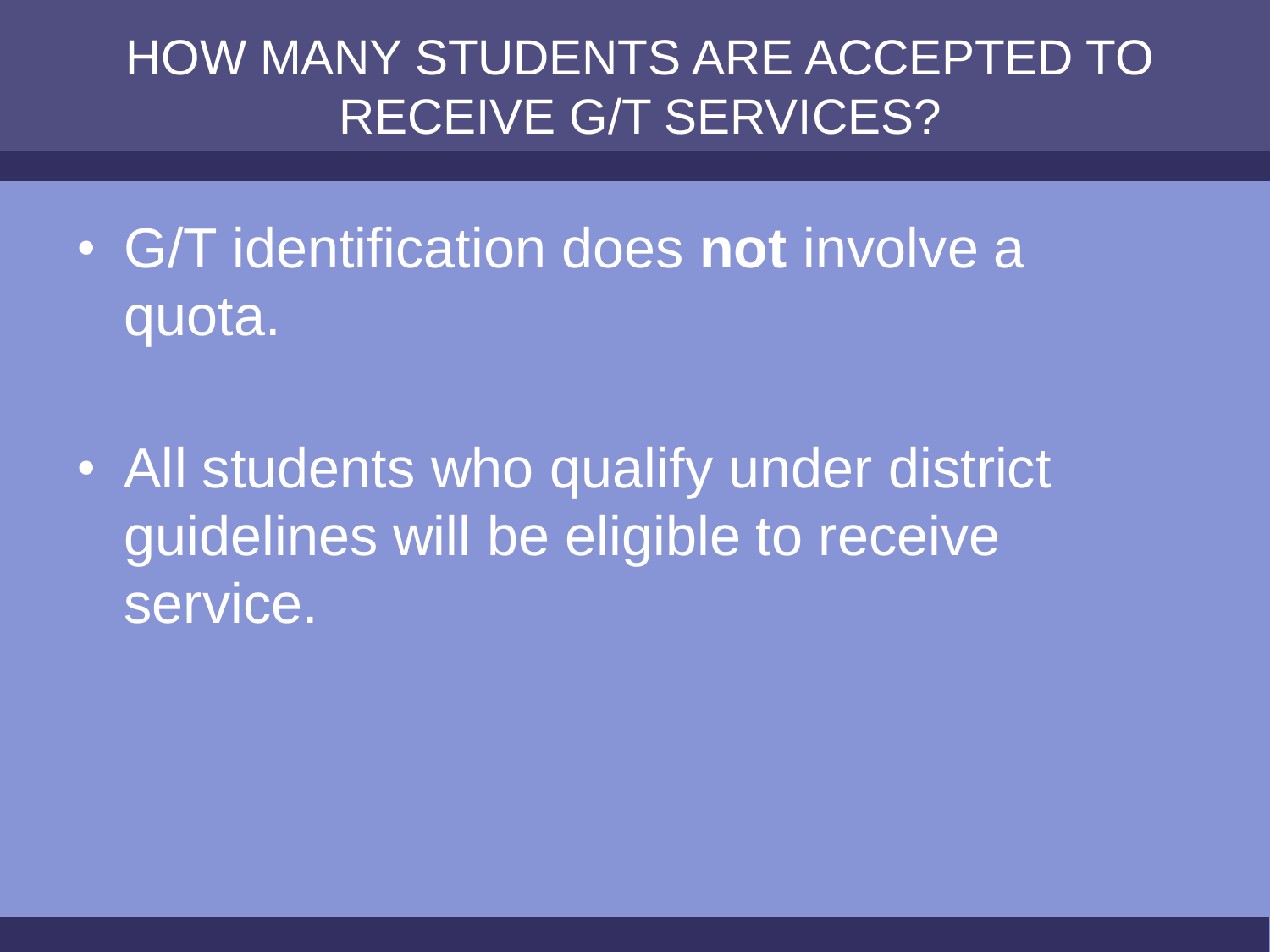# HOW MANY STUDENTS ARE ACCEPTED TO RECEIVE G/T SERVICES?

- G/T identification does **not** involve a quota.
- All students who qualify under district guidelines will be eligible to receive service.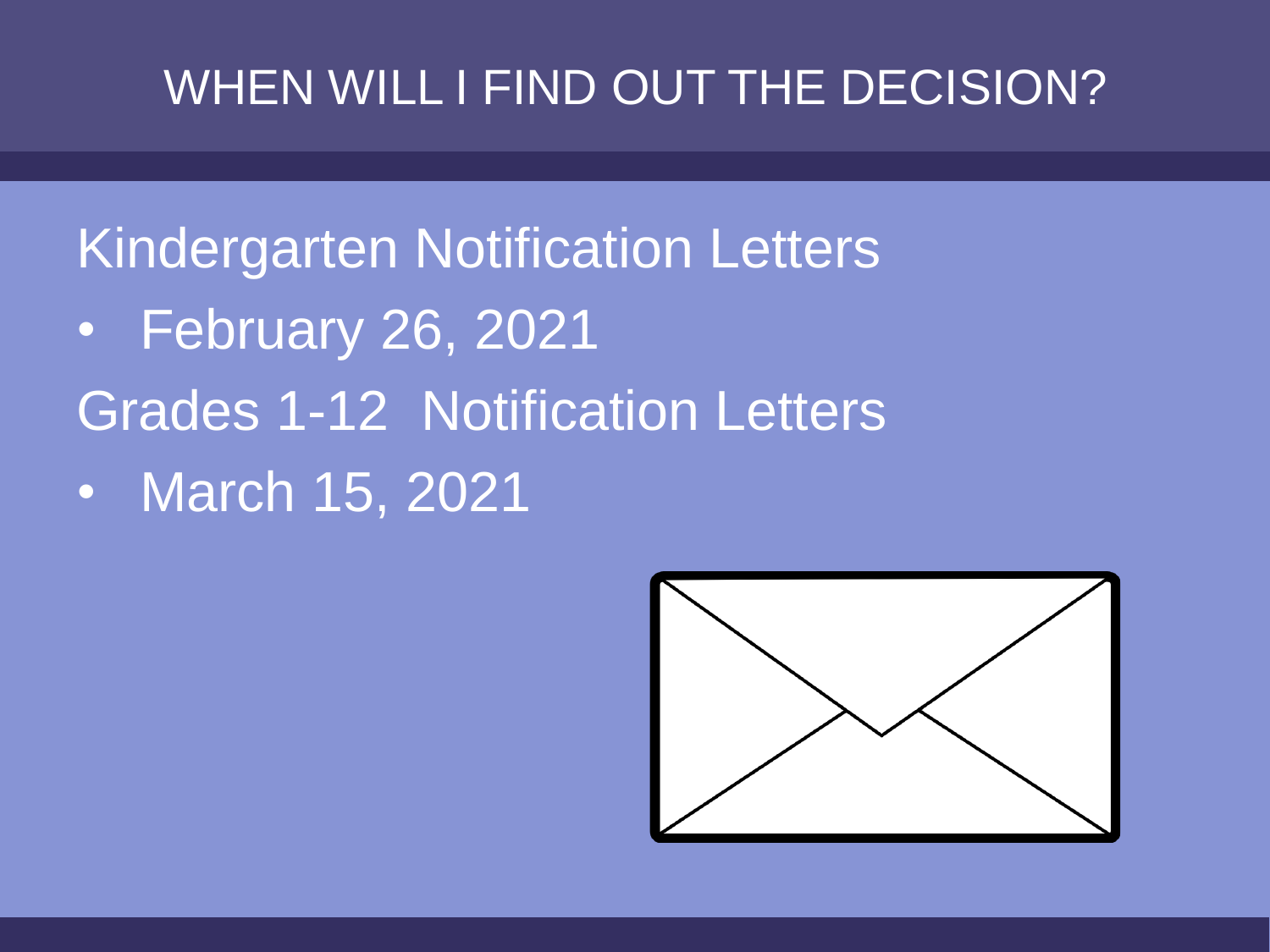# WHEN WILL I FIND OUT THE DECISION?

Kindergarten Notification Letters

- February 26, 2021

Grades 1-12 Notification Letters

- March 15, 2021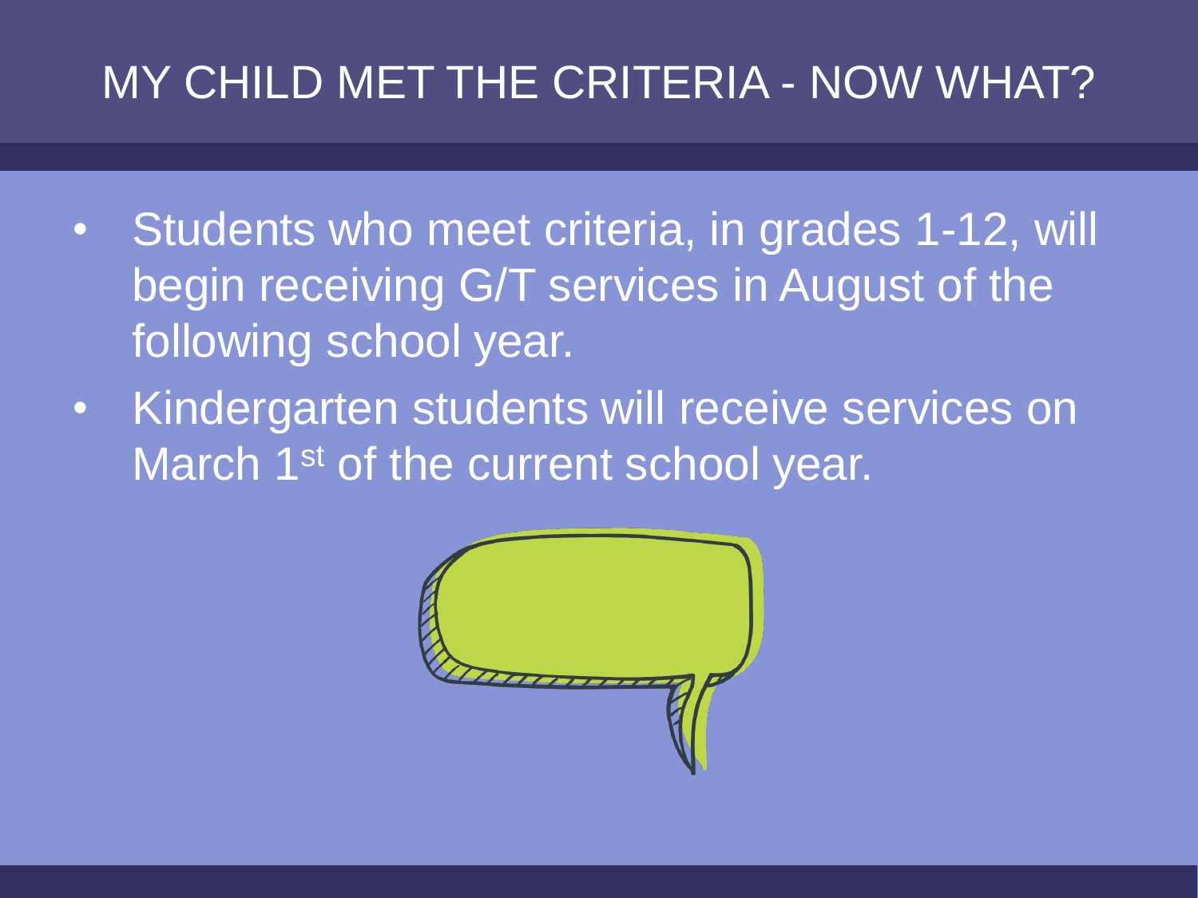# MY CHILD MET THE CRITERIA - NOW WHAT?

- Students who meet criteria, in grades 1-12, will begin receiving G/T services in August of the following school year.
- Kindergarten students will receive services on March 1st of the current school year.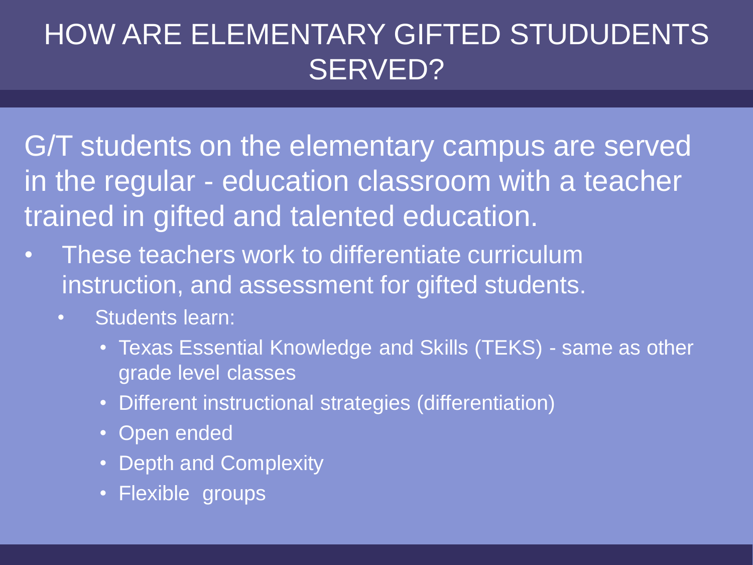# HOW ARE ELEMENTARY GIFTED STUDUDENTS SERVED?

G/T students on the elementary campus are served in the regular - education classroom with a teacher trained in gifted and talented education.

- These teachers work to differentiate curriculum instruction, and assessment for gifted students.
  - Students learn:
    - Texas Essential Knowledge and Skills (TEKS) - same as other grade level classes
    - Different instructional strategies (differentiation)
    - Open ended
    - Depth and Complexity
    - Flexible  groups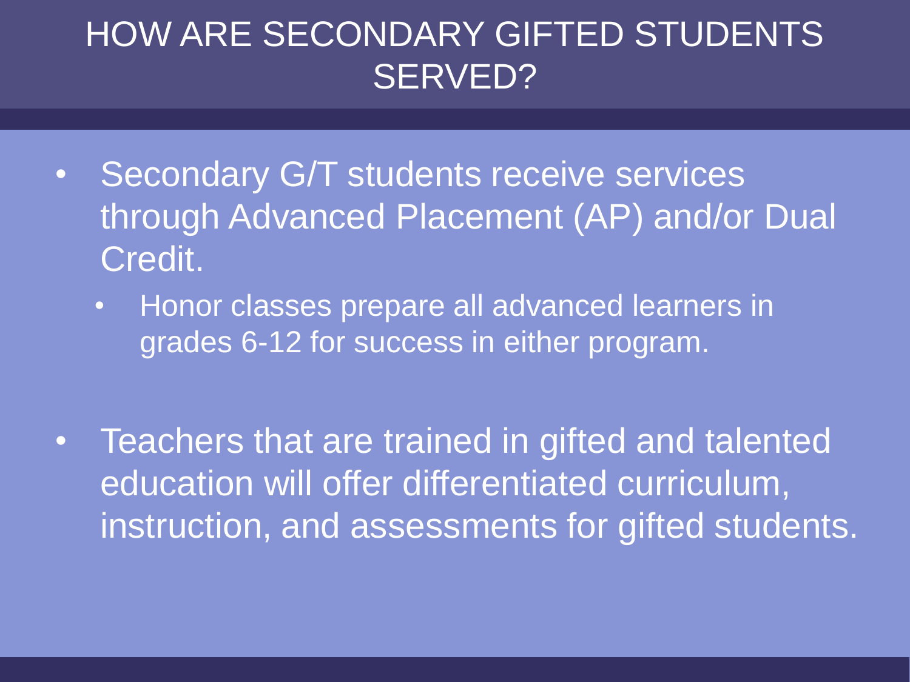# HOW ARE SECONDARY GIFTED STUDENTS SERVED?

- Secondary G/T students receive services through Advanced Placement (AP) and/or Dual Credit.
  - Honor classes prepare all advanced learners in grades 6-12 for success in either program.
- Teachers that are trained in gifted and talented education will offer differentiated curriculum, instruction, and assessments for gifted students.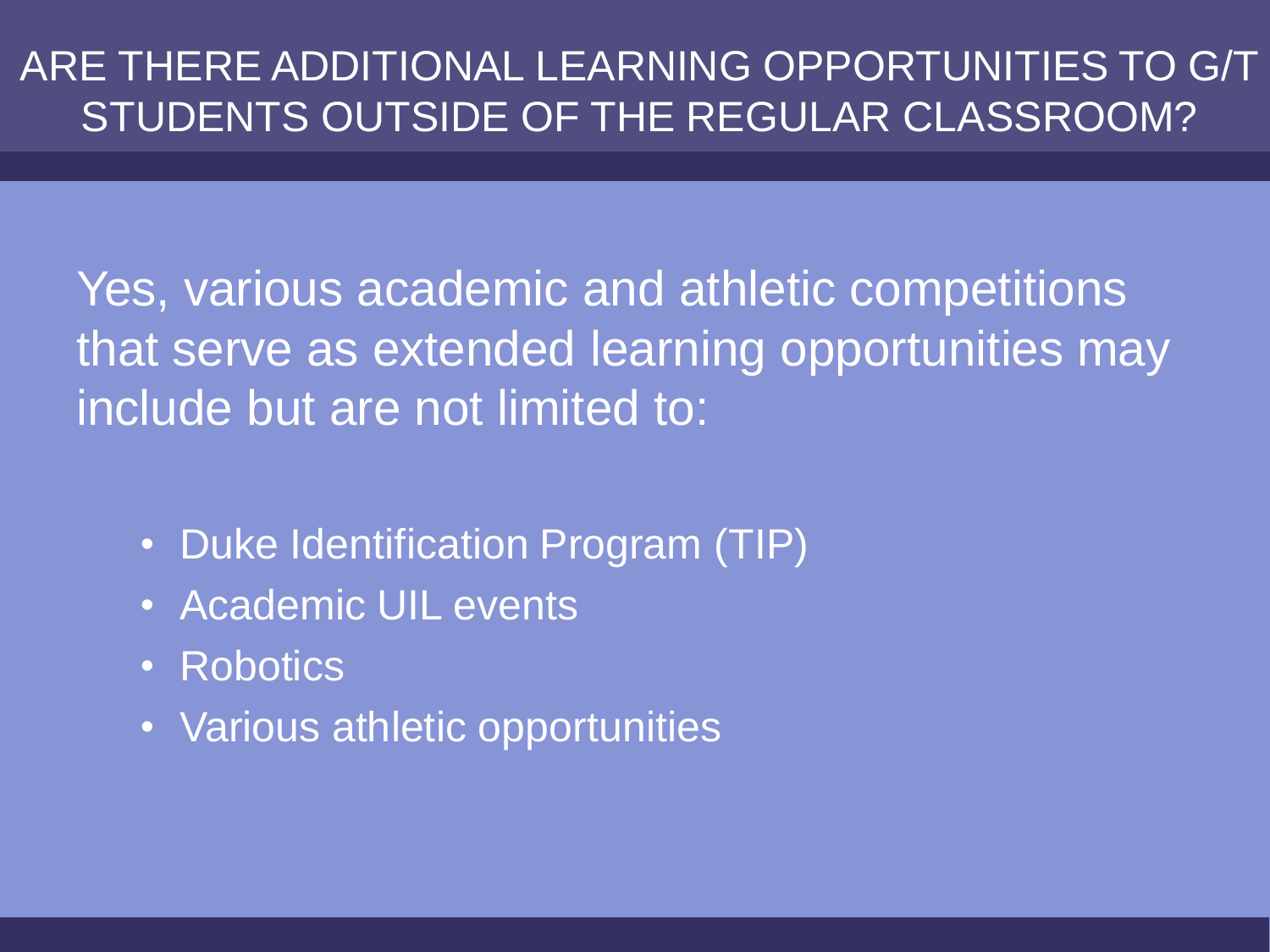# ARE THERE ADDITIONAL LEARNING OPPORTUNITIES TO G/T STUDENTS OUTSIDE OF THE REGULAR CLASSROOM?

Yes, various academic and athletic competitions that serve as extended learning opportunities may include but are not limited to:

- Duke Identification Program (TIP)
- Academic UIL events
- Robotics
- Various athletic opportunities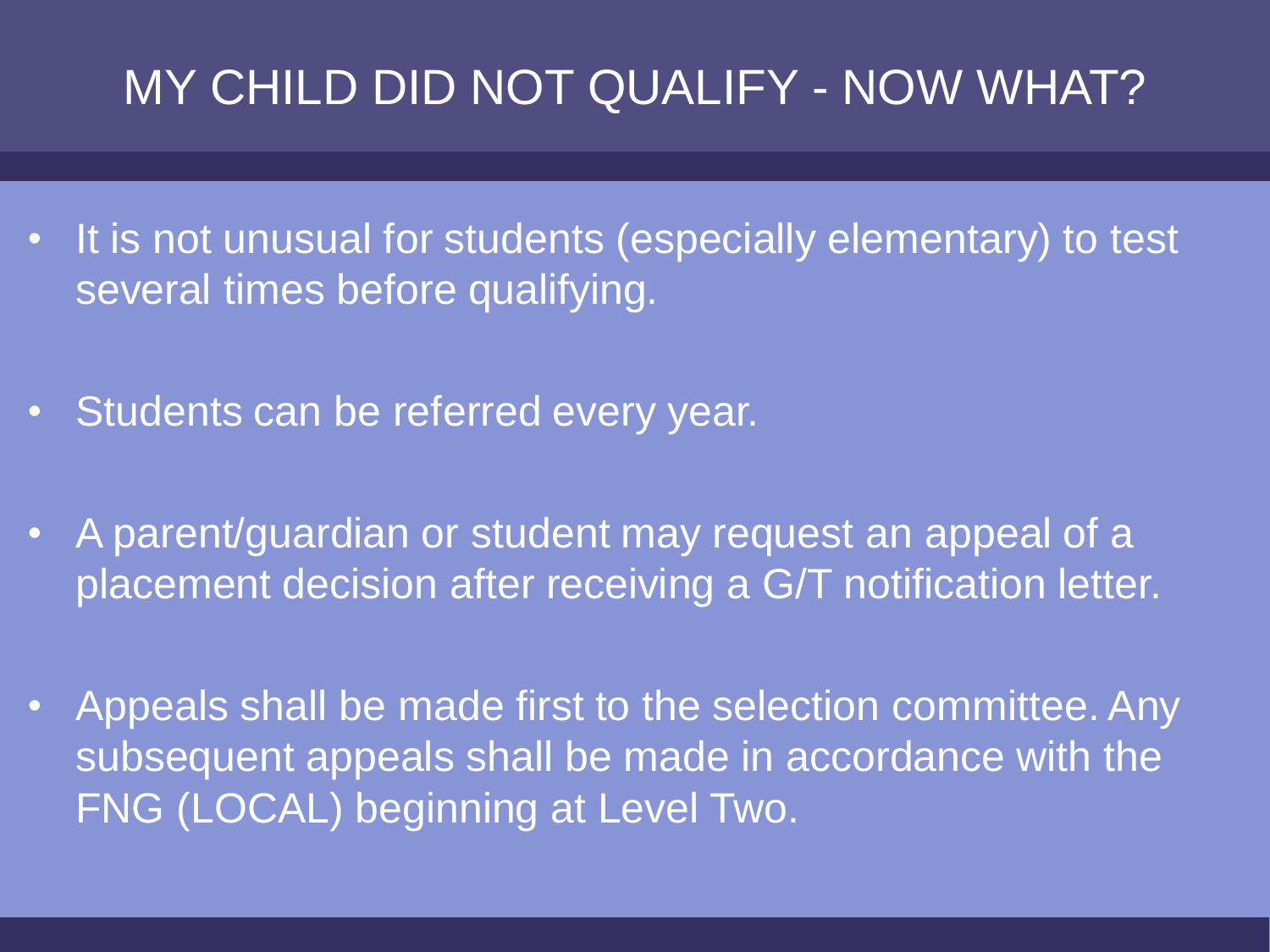# MY CHILD DID NOT QUALIFY - NOW WHAT?

- It is not unusual for students (especially elementary) to test several times before qualifying.
- Students can be referred every year.
- A parent/guardian or student may request an appeal of a placement decision after receiving a G/T notification letter.
- Appeals shall be made first to the selection committee. Any subsequent appeals shall be made in accordance with the FNG (LOCAL) beginning at Level Two.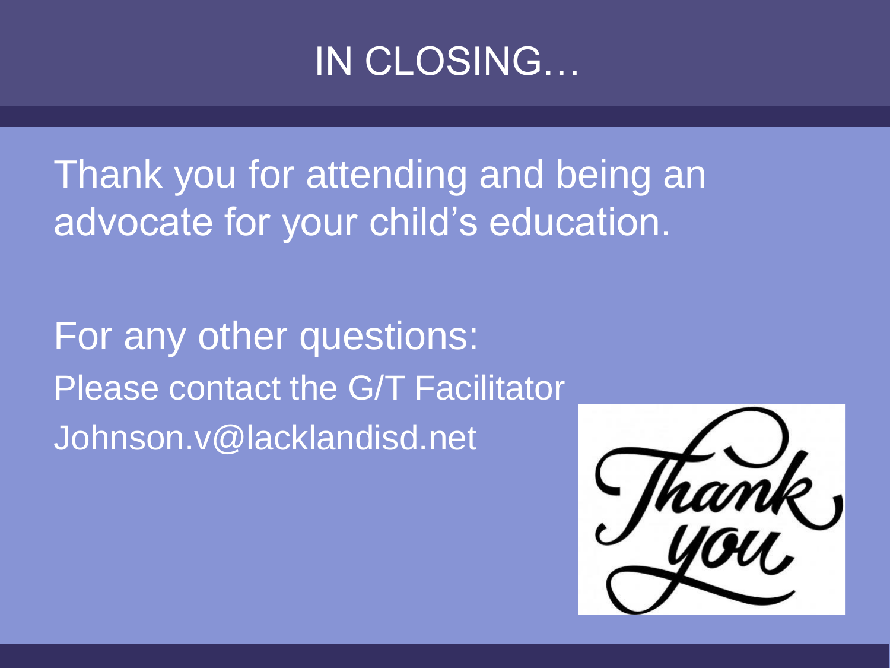# IN CLOSING…

Thank you for attending and being an advocate for your child's education.

For any other questions:

Please contact the G/T Facilitator

Johnson.v@lacklandisd.net